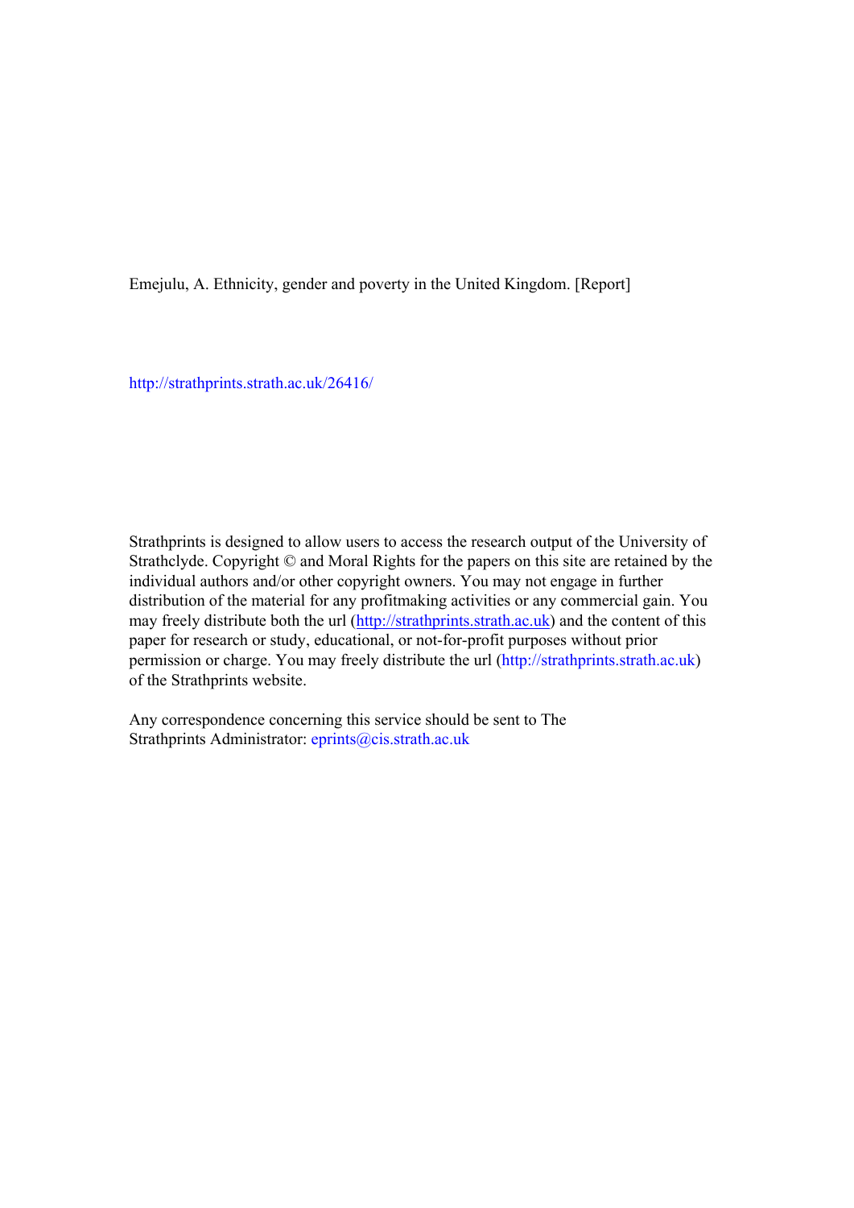Emejulu, A. Ethnicity, gender and poverty in the United Kingdom. [Report]

http://strathprints.strath.ac.uk/26416/

Strathprints is designed to allow users to access the research output of the University of Strathclyde. Copyright © and Moral Rights for the papers on this site are retained by the individual authors and/or other copyright owners. You may not engage in further distribution of the material for any profitmaking activities or any commercial gain. You may freely distribute both the url (http://strathprints.strath.ac.uk) and the content of this paper for research or study, educational, or not-for-profit purposes without prior permission or charge. You may freely distribute the url (http://strathprints.strath.ac.uk) of the Strathprints website.

Any correspondence concerning this service should be sent to The Strathprints Administrator: eprints@cis.strath.ac.uk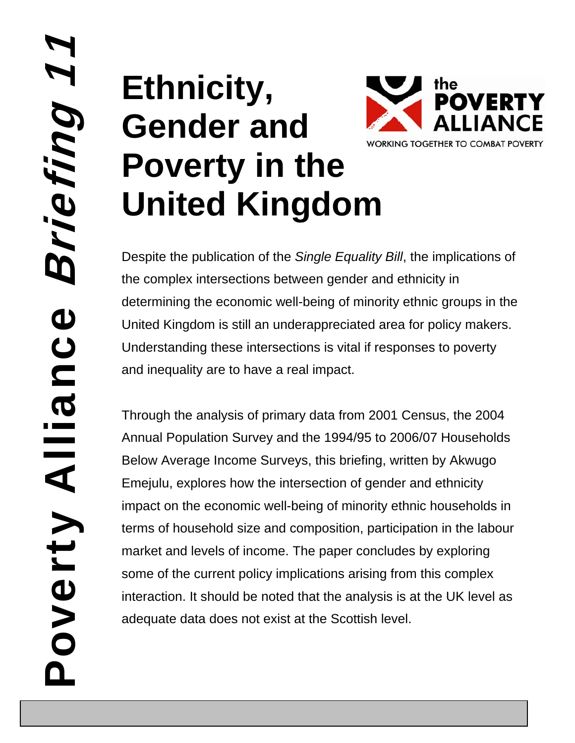# Poverty Alliance *Briefing 11*

# Ethnicity, Gender and Poverty in the United Kingdom

the POVERTY ALLIANCE

WORKING TOGETHER TO COMBAT POVERTY

Despite the publication of the *Single Equality Bill*, the implications of the complex intersections between gender and ethnicity in determining the economic well-being of minority ethnic groups in the United Kingdom is still an underappreciated area for policy makers. Understanding these intersections is vital if responses to poverty and inequality are to have a real impact.

Through the analysis of primary data from 2001 Census, the 2004 Annual Population Survey and the 1994/95 to 2006/07 Households Below Average Income Surveys, this briefing, written by Akwugo Emejulu, explores how the intersection of gender and ethnicity impact on the economic well-being of minority ethnic households in terms of household size and composition, participation in the labour market and levels of income. The paper concludes by exploring some of the current policy implications arising from this complex interaction. It should be noted that the analysis is at the UK level as adequate data does not exist at the Scottish level.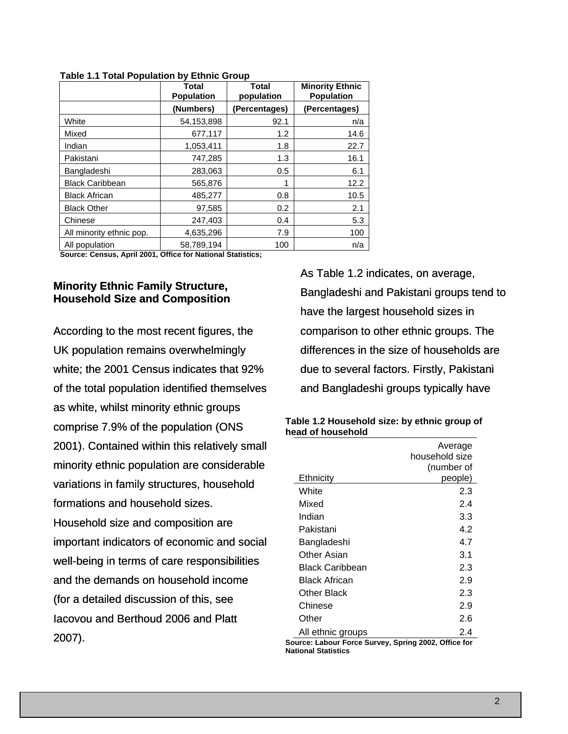**Table 1.1 Total Population by Ethnic Group**

| | Total Population | Total population | Minority Ethnic Population |
|---|---|---|---|
| | (Numbers) | (Percentages) | (Percentages) |
| White | 54,153,898 | 92.1 | n/a |
| Mixed | 677,117 | 1.2 | 14.6 |
| Indian | 1,053,411 | 1.8 | 22.7 |
| Pakistani | 747,285 | 1.3 | 16.1 |
| Bangladeshi | 283,063 | 0.5 | 6.1 |
| Black Caribbean | 565,876 | 1 | 12.2 |
| Black African | 485,277 | 0.8 | 10.5 |
| Black Other | 97,585 | 0.2 | 2.1 |
| Chinese | 247,403 | 0.4 | 5.3 |
| All minority ethnic pop. | 4,635,296 | 7.9 | 100 |
| All population | 58,789,194 | 100 | n/a |

**Source: Census, April 2001, Office for National Statistics;**

## Minority Ethnic Family Structure, Household Size and Composition

According to the most recent figures, the UK population remains overwhelmingly white; the 2001 Census indicates that 92% of the total population identified themselves as white, whilst minority ethnic groups comprise 7.9% of the population (ONS 2001). Contained within this relatively small minority ethnic population are considerable variations in family structures, household formations and household sizes. Household size and composition are important indicators of economic and social well-being in terms of care responsibilities and the demands on household income (for a detailed discussion of this, see Iacovou and Berthoud 2006 and Platt 2007).

As Table 1.2 indicates, on average, Bangladeshi and Pakistani groups tend to have the largest household sizes in comparison to other ethnic groups. The differences in the size of households are due to several factors. Firstly, Pakistani and Bangladeshi groups typically have

**Table 1.2 Household size: by ethnic group of head of household**

| Ethnicity | Average household size (number of people) |
|---|---|
| White | 2.3 |
| Mixed | 2.4 |
| Indian | 3.3 |
| Pakistani | 4.2 |
| Bangladeshi | 4.7 |
| Other Asian | 3.1 |
| Black Caribbean | 2.3 |
| Black African | 2.9 |
| Other Black | 2.3 |
| Chinese | 2.9 |
| Other | 2.6 |
| All ethnic groups | 2.4 |

**Source: Labour Force Survey, Spring 2002, Office for National Statistics**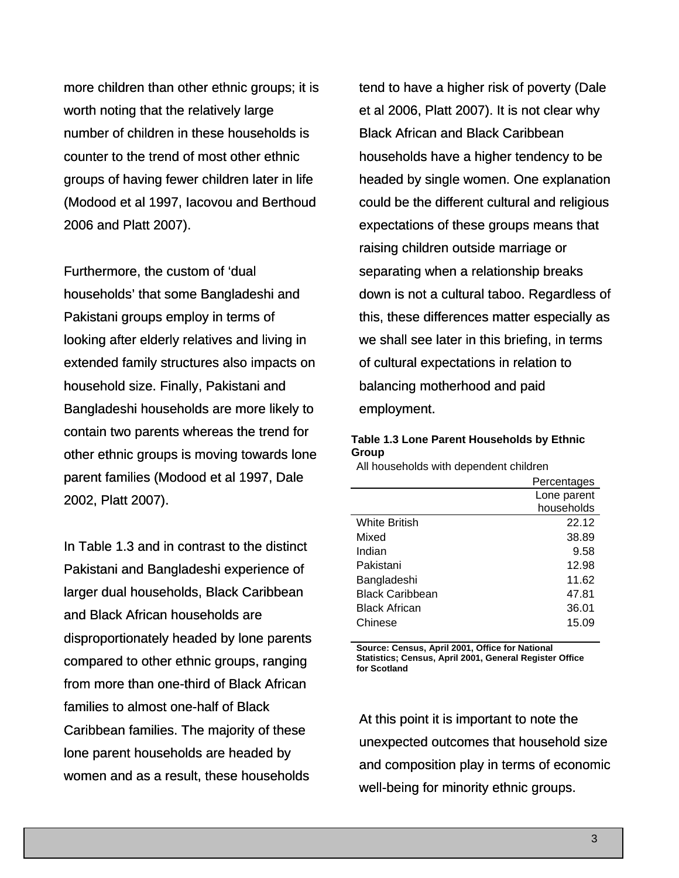more children than other ethnic groups; it is worth noting that the relatively large number of children in these households is counter to the trend of most other ethnic groups of having fewer children later in life (Modood et al 1997, Iacovou and Berthoud 2006 and Platt 2007).

Furthermore, the custom of 'dual households' that some Bangladeshi and Pakistani groups employ in terms of looking after elderly relatives and living in extended family structures also impacts on household size. Finally, Pakistani and Bangladeshi households are more likely to contain two parents whereas the trend for other ethnic groups is moving towards lone parent families (Modood et al 1997, Dale 2002, Platt 2007).

In Table 1.3 and in contrast to the distinct Pakistani and Bangladeshi experience of larger dual households, Black Caribbean and Black African households are disproportionately headed by lone parents compared to other ethnic groups, ranging from more than one-third of Black African families to almost one-half of Black Caribbean families. The majority of these lone parent households are headed by women and as a result, these households tend to have a higher risk of poverty (Dale et al 2006, Platt 2007). It is not clear why Black African and Black Caribbean households have a higher tendency to be headed by single women. One explanation could be the different cultural and religious expectations of these groups means that raising children outside marriage or separating when a relationship breaks down is not a cultural taboo. Regardless of this, these differences matter especially as we shall see later in this briefing, in terms of cultural expectations in relation to balancing motherhood and paid employment.

**Table 1.3 Lone Parent Households by Ethnic Group**

All households with dependent children

| | Percentages |
|---|---|
| | Lone parent households |
| White British | 22.12 |
| Mixed | 38.89 |
| Indian | 9.58 |
| Pakistani | 12.98 |
| Bangladeshi | 11.62 |
| Black Caribbean | 47.81 |
| Black African | 36.01 |
| Chinese | 15.09 |

**Source: Census, April 2001, Office for National Statistics; Census, April 2001, General Register Office for Scotland**

At this point it is important to note the unexpected outcomes that household size and composition play in terms of economic well-being for minority ethnic groups.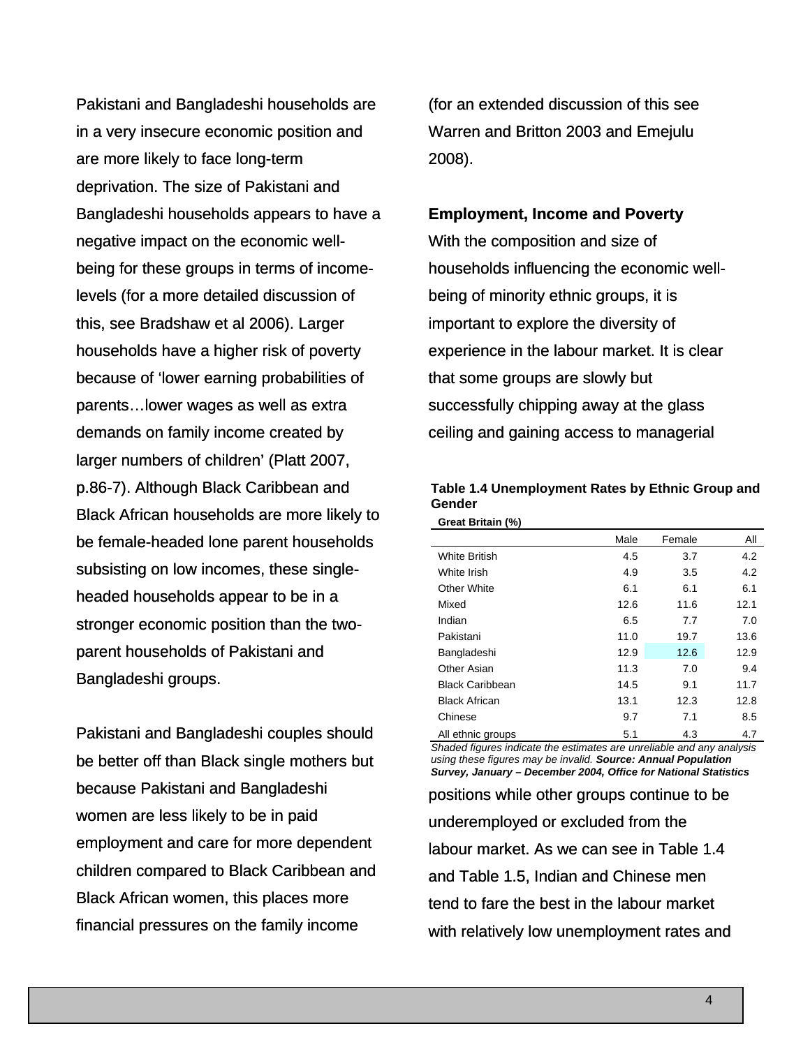Pakistani and Bangladeshi households are in a very insecure economic position and are more likely to face long-term deprivation. The size of Pakistani and Bangladeshi households appears to have a negative impact on the economic well-being for these groups in terms of income-levels (for a more detailed discussion of this, see Bradshaw et al 2006). Larger households have a higher risk of poverty because of 'lower earning probabilities of parents…lower wages as well as extra demands on family income created by larger numbers of children' (Platt 2007, p.86-7). Although Black Caribbean and Black African households are more likely to be female-headed lone parent households subsisting on low incomes, these single-headed households appear to be in a stronger economic position than the two-parent households of Pakistani and Bangladeshi groups.

Pakistani and Bangladeshi couples should be better off than Black single mothers but because Pakistani and Bangladeshi women are less likely to be in paid employment and care for more dependent children compared to Black Caribbean and Black African women, this places more financial pressures on the family income (for an extended discussion of this see Warren and Britton 2003 and Emejulu 2008).

## Employment, Income and Poverty

With the composition and size of households influencing the economic well-being of minority ethnic groups, it is important to explore the diversity of experience in the labour market. It is clear that some groups are slowly but successfully chipping away at the glass ceiling and gaining access to managerial positions while other groups continue to be underemployed or excluded from the labour market. As we can see in Table 1.4 and Table 1.5, Indian and Chinese men tend to fare the best in the labour market with relatively low unemployment rates and

**Table 1.4 Unemployment Rates by Ethnic Group and Gender**

**Great Britain (%)**

| | Male | Female | All |
|---|---|---|---|
| White British | 4.5 | 3.7 | 4.2 |
| White Irish | 4.9 | 3.5 | 4.2 |
| Other White | 6.1 | 6.1 | 6.1 |
| Mixed | 12.6 | 11.6 | 12.1 |
| Indian | 6.5 | 7.7 | 7.0 |
| Pakistani | 11.0 | 19.7 | 13.6 |
| Bangladeshi | 12.9 | 12.6 | 12.9 |
| Other Asian | 11.3 | 7.0 | 9.4 |
| Black Caribbean | 14.5 | 9.1 | 11.7 |
| Black African | 13.1 | 12.3 | 12.8 |
| Chinese | 9.7 | 7.1 | 8.5 |
| All ethnic groups | 5.1 | 4.3 | 4.7 |

*Shaded figures indicate the estimates are unreliable and any analysis using these figures may be invalid.* ***Source: Annual Population Survey, January – December 2004, Office for National Statistics***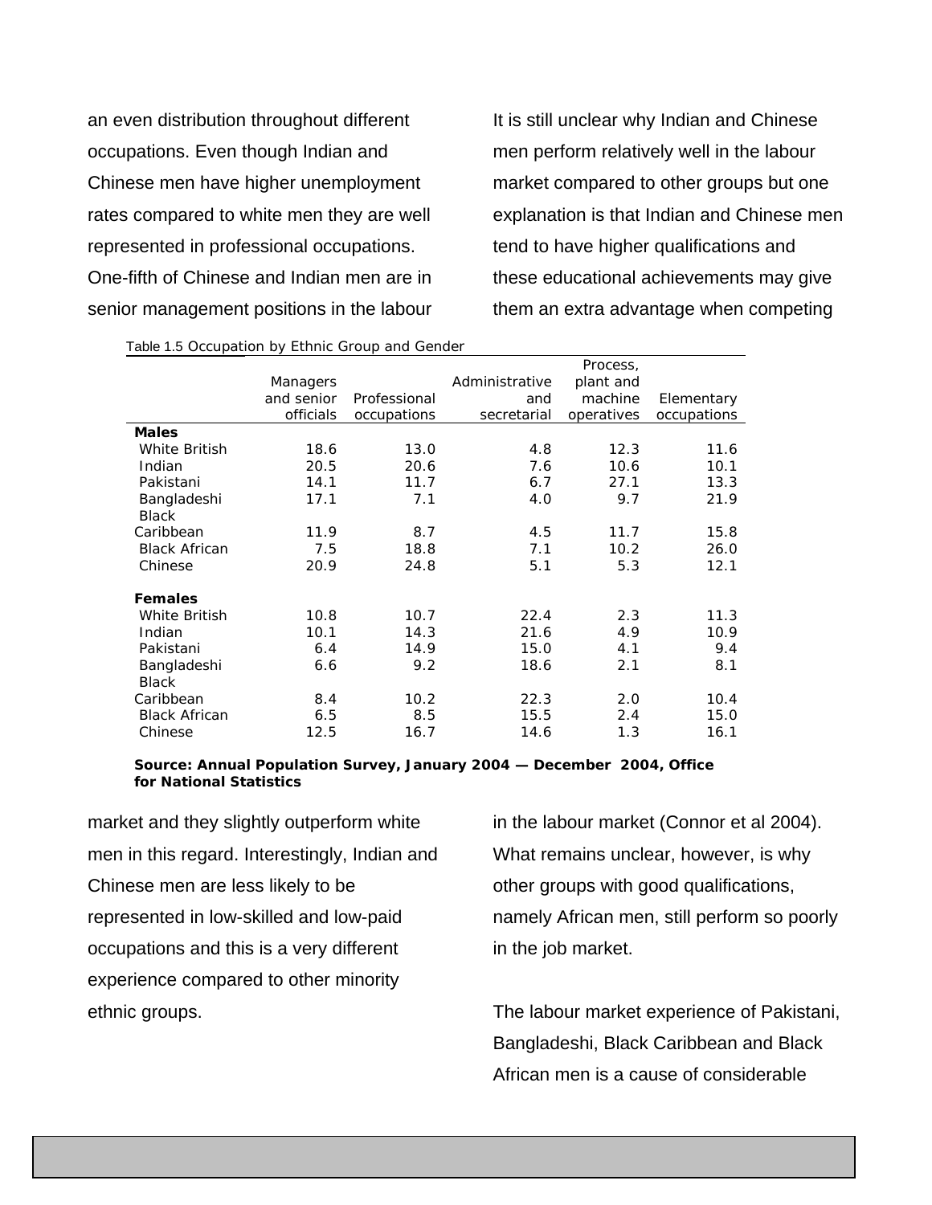an even distribution throughout different occupations. Even though Indian and Chinese men have higher unemployment rates compared to white men they are well represented in professional occupations. One-fifth of Chinese and Indian men are in senior management positions in the labour market and they slightly outperform white men in this regard. Interestingly, Indian and Chinese men are less likely to be represented in low-skilled and low-paid occupations and this is a very different experience compared to other minority ethnic groups.

It is still unclear why Indian and Chinese men perform relatively well in the labour market compared to other groups but one explanation is that Indian and Chinese men tend to have higher qualifications and these educational achievements may give them an extra advantage when competing in the labour market (Connor et al 2004). What remains unclear, however, is why other groups with good qualifications, namely African men, still perform so poorly in the job market.

Table 1.5 Occupation by Ethnic Group and Gender

| | Managers and senior officials | Professional occupations | Administrative and secretarial | Process, plant and machine operatives | Elementary occupations |
|---|---|---|---|---|---|
| **Males** | | | | | |
| White British | 18.6 | 13.0 | 4.8 | 12.3 | 11.6 |
| Indian | 20.5 | 20.6 | 7.6 | 10.6 | 10.1 |
| Pakistani | 14.1 | 11.7 | 6.7 | 27.1 | 13.3 |
| Bangladeshi | 17.1 | 7.1 | 4.0 | 9.7 | 21.9 |
| Black Caribbean | 11.9 | 8.7 | 4.5 | 11.7 | 15.8 |
| Black African | 7.5 | 18.8 | 7.1 | 10.2 | 26.0 |
| Chinese | 20.9 | 24.8 | 5.1 | 5.3 | 12.1 |
| **Females** | | | | | |
| White British | 10.8 | 10.7 | 22.4 | 2.3 | 11.3 |
| Indian | 10.1 | 14.3 | 21.6 | 4.9 | 10.9 |
| Pakistani | 6.4 | 14.9 | 15.0 | 4.1 | 9.4 |
| Bangladeshi | 6.6 | 9.2 | 18.6 | 2.1 | 8.1 |
| Black Caribbean | 8.4 | 10.2 | 22.3 | 2.0 | 10.4 |
| Black African | 6.5 | 8.5 | 15.5 | 2.4 | 15.0 |
| Chinese | 12.5 | 16.7 | 14.6 | 1.3 | 16.1 |

**Source: Annual Population Survey, January 2004 — December 2004, Office for National Statistics**

The labour market experience of Pakistani, Bangladeshi, Black Caribbean and Black African men is a cause of considerable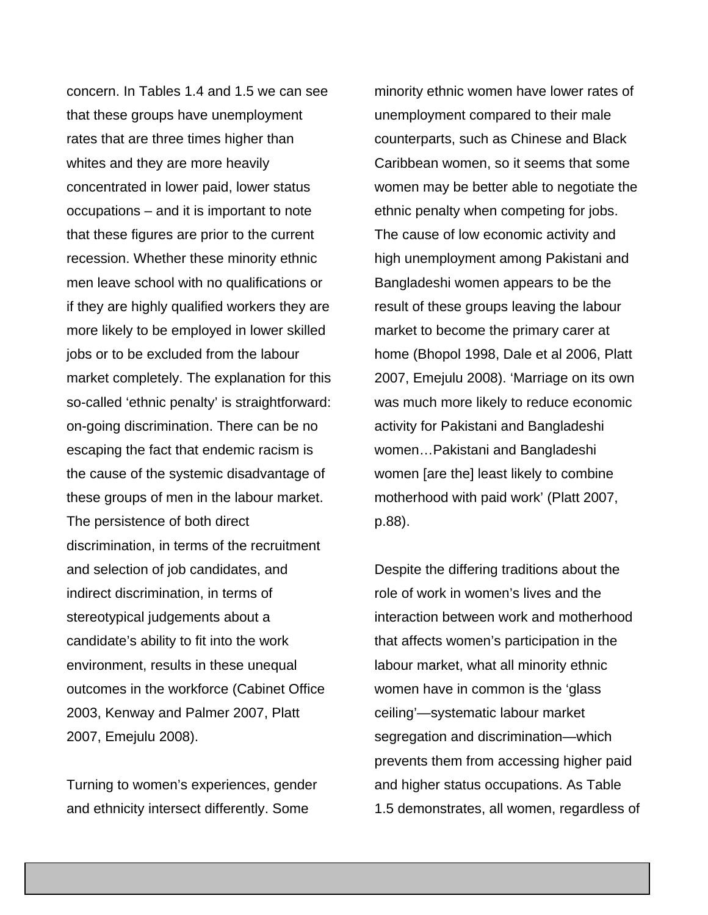concern. In Tables 1.4 and 1.5 we can see that these groups have unemployment rates that are three times higher than whites and they are more heavily concentrated in lower paid, lower status occupations – and it is important to note that these figures are prior to the current recession. Whether these minority ethnic men leave school with no qualifications or if they are highly qualified workers they are more likely to be employed in lower skilled jobs or to be excluded from the labour market completely. The explanation for this so-called 'ethnic penalty' is straightforward: on-going discrimination. There can be no escaping the fact that endemic racism is the cause of the systemic disadvantage of these groups of men in the labour market. The persistence of both direct discrimination, in terms of the recruitment and selection of job candidates, and indirect discrimination, in terms of stereotypical judgements about a candidate's ability to fit into the work environment, results in these unequal outcomes in the workforce (Cabinet Office 2003, Kenway and Palmer 2007, Platt 2007, Emejulu 2008).

Turning to women's experiences, gender and ethnicity intersect differently. Some minority ethnic women have lower rates of unemployment compared to their male counterparts, such as Chinese and Black Caribbean women, so it seems that some women may be better able to negotiate the ethnic penalty when competing for jobs. The cause of low economic activity and high unemployment among Pakistani and Bangladeshi women appears to be the result of these groups leaving the labour market to become the primary carer at home (Bhopol 1998, Dale et al 2006, Platt 2007, Emejulu 2008). 'Marriage on its own was much more likely to reduce economic activity for Pakistani and Bangladeshi women…Pakistani and Bangladeshi women [are the] least likely to combine motherhood with paid work' (Platt 2007, p.88).

Despite the differing traditions about the role of work in women's lives and the interaction between work and motherhood that affects women's participation in the labour market, what all minority ethnic women have in common is the 'glass ceiling'—systematic labour market segregation and discrimination—which prevents them from accessing higher paid and higher status occupations. As Table 1.5 demonstrates, all women, regardless of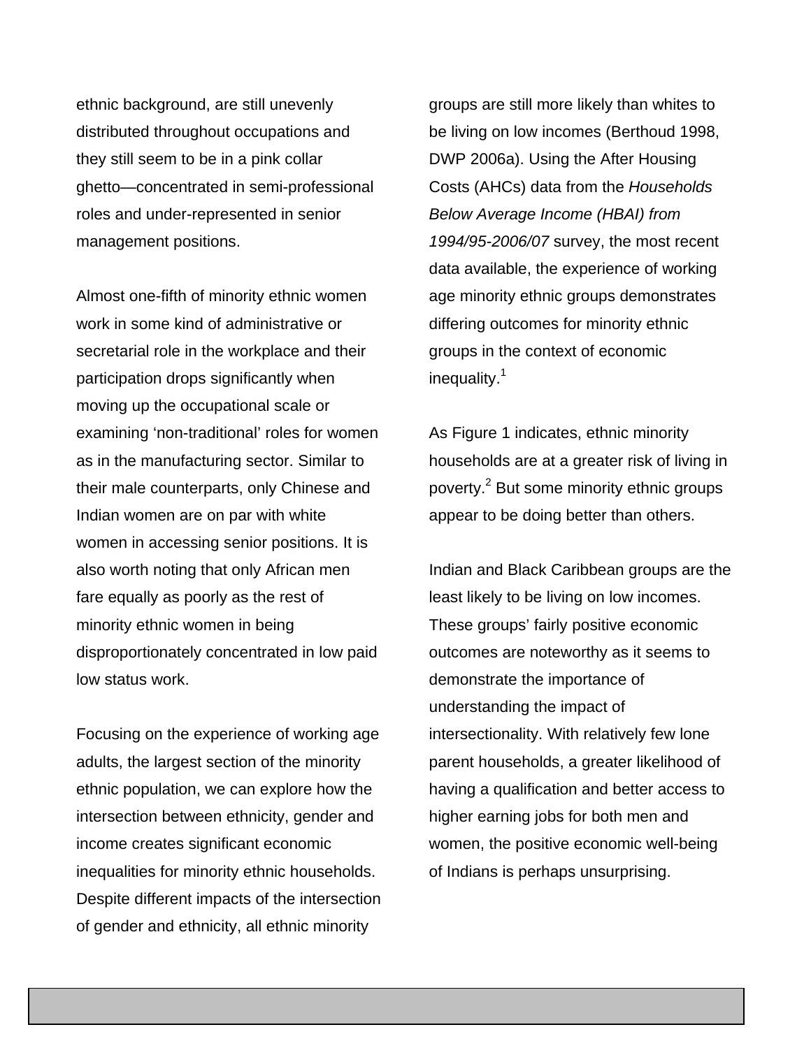ethnic background, are still unevenly distributed throughout occupations and they still seem to be in a pink collar ghetto—concentrated in semi-professional roles and under-represented in senior management positions.

Almost one-fifth of minority ethnic women work in some kind of administrative or secretarial role in the workplace and their participation drops significantly when moving up the occupational scale or examining 'non-traditional' roles for women as in the manufacturing sector. Similar to their male counterparts, only Chinese and Indian women are on par with white women in accessing senior positions. It is also worth noting that only African men fare equally as poorly as the rest of minority ethnic women in being disproportionately concentrated in low paid low status work.

Focusing on the experience of working age adults, the largest section of the minority ethnic population, we can explore how the intersection between ethnicity, gender and income creates significant economic inequalities for minority ethnic households. Despite different impacts of the intersection of gender and ethnicity, all ethnic minority groups are still more likely than whites to be living on low incomes (Berthoud 1998, DWP 2006a). Using the After Housing Costs (AHCs) data from the *Households Below Average Income (HBAI) from 1994/95-2006/07* survey, the most recent data available, the experience of working age minority ethnic groups demonstrates differing outcomes for minority ethnic groups in the context of economic inequality.[1]

As Figure 1 indicates, ethnic minority households are at a greater risk of living in poverty.[2] But some minority ethnic groups appear to be doing better than others.

Indian and Black Caribbean groups are the least likely to be living on low incomes. These groups' fairly positive economic outcomes are noteworthy as it seems to demonstrate the importance of understanding the impact of intersectionality. With relatively few lone parent households, a greater likelihood of having a qualification and better access to higher earning jobs for both men and women, the positive economic well-being of Indians is perhaps unsurprising.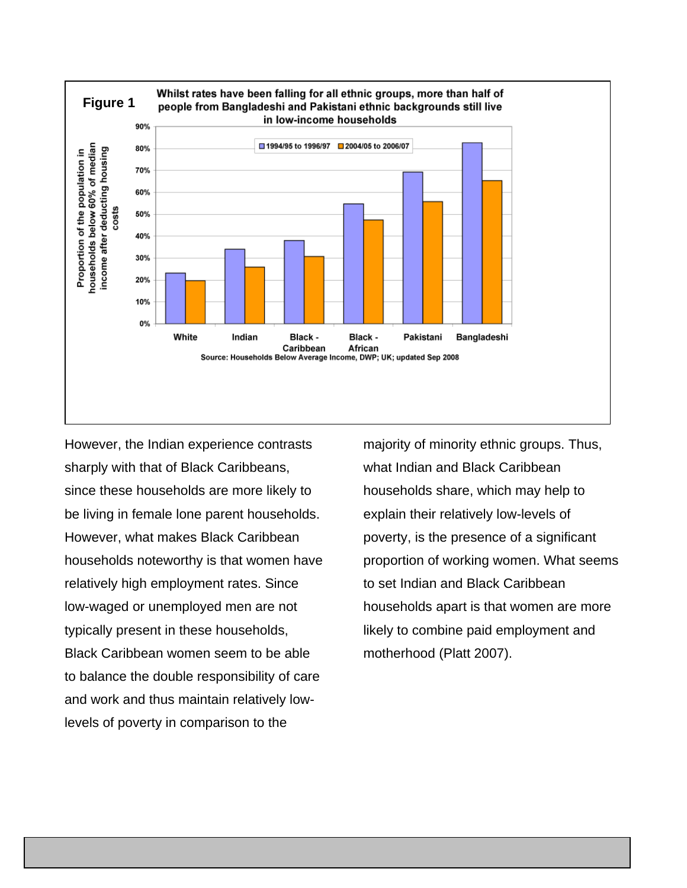**Figure 1** Whilst rates have been falling for all ethnic groups, more than half of people from Bangladeshi and Pakistani ethnic backgrounds still live in low-income households

Source: Households Below Average Income, DWP; UK; updated Sep 2008

However, the Indian experience contrasts sharply with that of Black Caribbeans, since these households are more likely to be living in female lone parent households. However, what makes Black Caribbean households noteworthy is that women have relatively high employment rates. Since low-waged or unemployed men are not typically present in these households, Black Caribbean women seem to be able to balance the double responsibility of care and work and thus maintain relatively low-levels of poverty in comparison to the majority of minority ethnic groups. Thus, what Indian and Black Caribbean households share, which may help to explain their relatively low-levels of poverty, is the presence of a significant proportion of working women. What seems to set Indian and Black Caribbean households apart is that women are more likely to combine paid employment and motherhood (Platt 2007).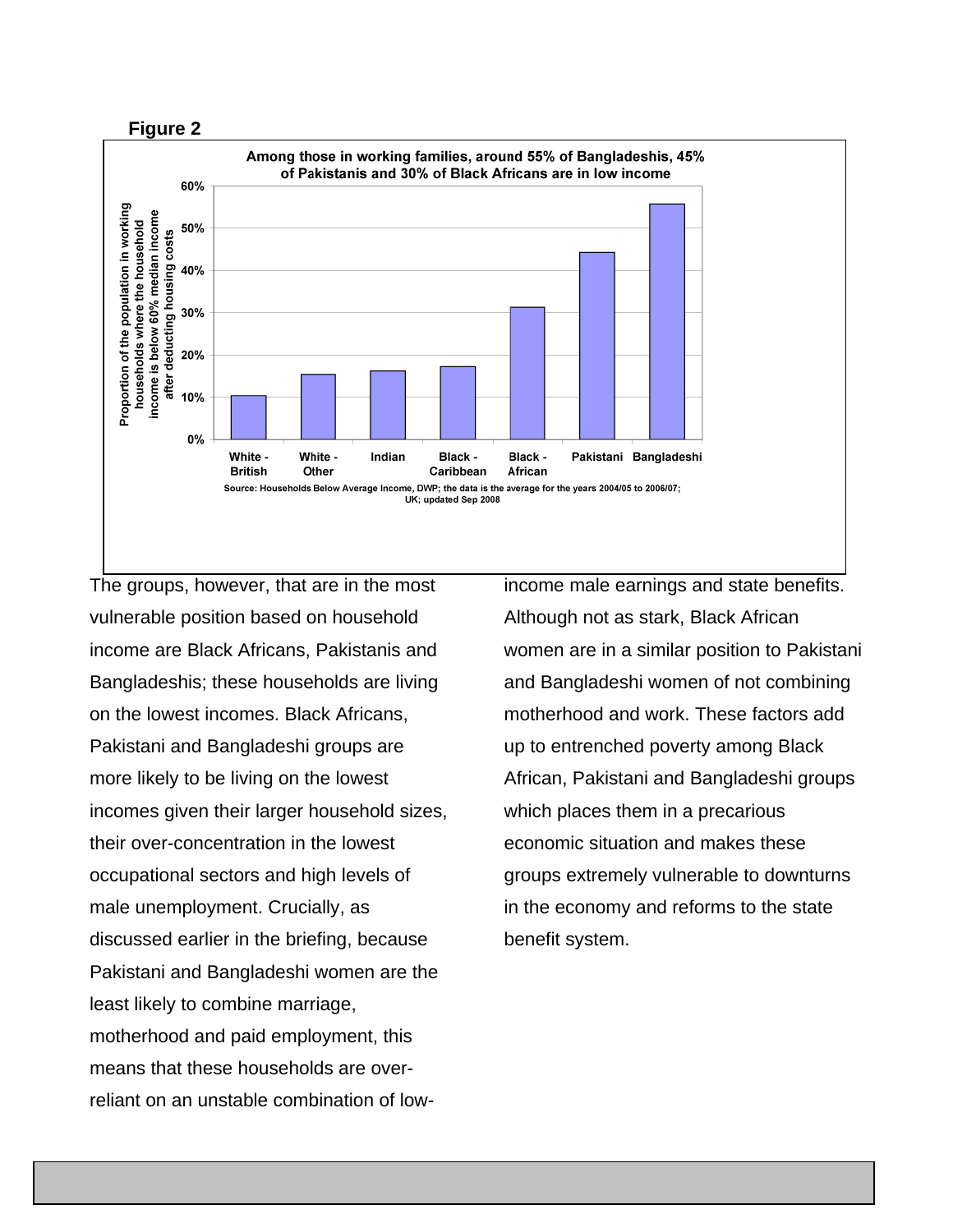**Figure 2**

**Among those in working families, around 55% of Bangladeshis, 45% of Pakistanis and 30% of Black Africans are in low income**

Proportion of the population in working households where the household income is below 60% median income after deducting housing costs

| Group | Proportion |
|---|---|
| White - British | ~10% |
| White - Other | ~15% |
| Indian | ~16% |
| Black - Caribbean | ~17% |
| Black - African | ~31% |
| Pakistani | ~44% |
| Bangladeshi | ~56% |

Source: Households Below Average Income, DWP; the data is the average for the years 2004/05 to 2006/07; UK; updated Sep 2008

The groups, however, that are in the most vulnerable position based on household income are Black Africans, Pakistanis and Bangladeshis; these households are living on the lowest incomes. Black Africans, Pakistani and Bangladeshi groups are more likely to be living on the lowest incomes given their larger household sizes, their over-concentration in the lowest occupational sectors and high levels of male unemployment. Crucially, as discussed earlier in the briefing, because Pakistani and Bangladeshi women are the least likely to combine marriage, motherhood and paid employment, this means that these households are over-reliant on an unstable combination of low-income male earnings and state benefits. Although not as stark, Black African women are in a similar position to Pakistani and Bangladeshi women of not combining motherhood and work. These factors add up to entrenched poverty among Black African, Pakistani and Bangladeshi groups which places them in a precarious economic situation and makes these groups extremely vulnerable to downturns in the economy and reforms to the state benefit system.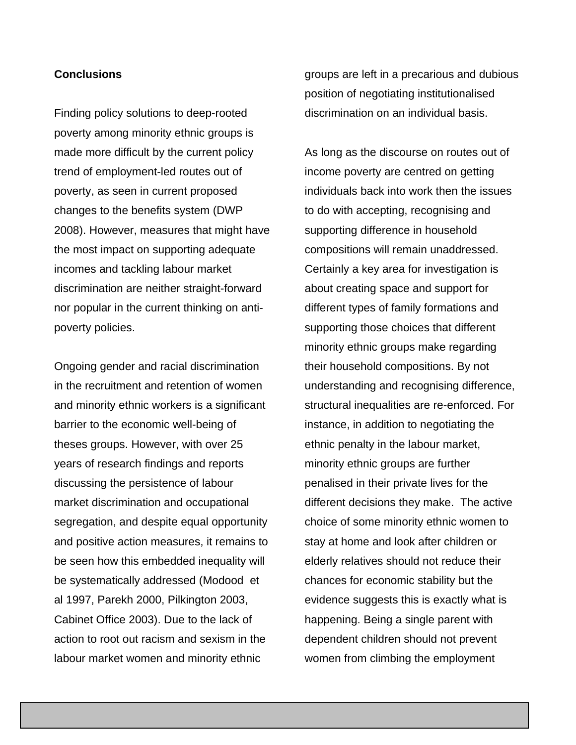**Conclusions**

Finding policy solutions to deep-rooted poverty among minority ethnic groups is made more difficult by the current policy trend of employment-led routes out of poverty, as seen in current proposed changes to the benefits system (DWP 2008). However, measures that might have the most impact on supporting adequate incomes and tackling labour market discrimination are neither straight-forward nor popular in the current thinking on anti-poverty policies.

Ongoing gender and racial discrimination in the recruitment and retention of women and minority ethnic workers is a significant barrier to the economic well-being of theses groups. However, with over 25 years of research findings and reports discussing the persistence of labour market discrimination and occupational segregation, and despite equal opportunity and positive action measures, it remains to be seen how this embedded inequality will be systematically addressed (Modood et al 1997, Parekh 2000, Pilkington 2003, Cabinet Office 2003). Due to the lack of action to root out racism and sexism in the labour market women and minority ethnic groups are left in a precarious and dubious position of negotiating institutionalised discrimination on an individual basis.

As long as the discourse on routes out of income poverty are centred on getting individuals back into work then the issues to do with accepting, recognising and supporting difference in household compositions will remain unaddressed. Certainly a key area for investigation is about creating space and support for different types of family formations and supporting those choices that different minority ethnic groups make regarding their household compositions. By not understanding and recognising difference, structural inequalities are re-enforced. For instance, in addition to negotiating the ethnic penalty in the labour market, minority ethnic groups are further penalised in their private lives for the different decisions they make. The active choice of some minority ethnic women to stay at home and look after children or elderly relatives should not reduce their chances for economic stability but the evidence suggests this is exactly what is happening. Being a single parent with dependent children should not prevent women from climbing the employment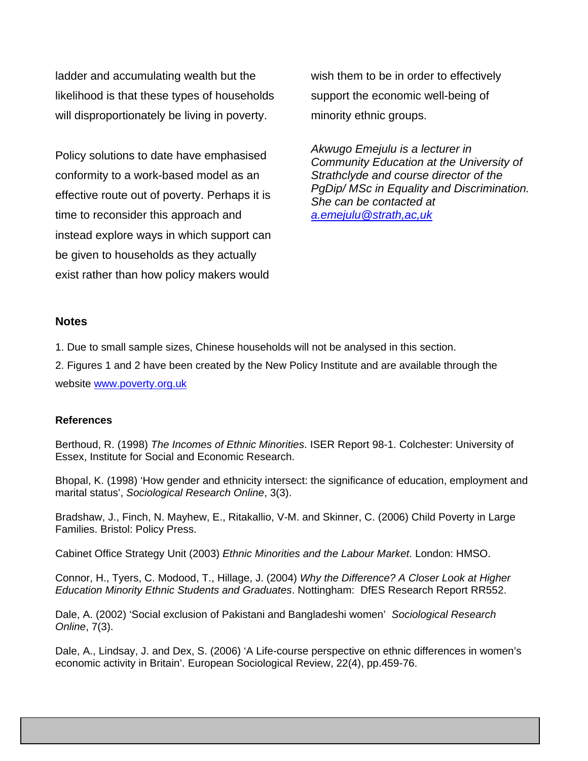ladder and accumulating wealth but the likelihood is that these types of households will disproportionately be living in poverty.

Policy solutions to date have emphasised conformity to a work-based model as an effective route out of poverty. Perhaps it is time to reconsider this approach and instead explore ways in which support can be given to households as they actually exist rather than how policy makers would wish them to be in order to effectively support the economic well-being of minority ethnic groups.

*Akwugo Emejulu is a lecturer in Community Education at the University of Strathclyde and course director of the PgDip/ MSc in Equality and Discrimination. She can be contacted at [a.emejulu@strath,ac,uk](mailto:a.emejulu@strath,ac,uk)*

## Notes

1. Due to small sample sizes, Chinese households will not be analysed in this section.
2. Figures 1 and 2 have been created by the New Policy Institute and are available through the website [www.poverty.org.uk](http://www.poverty.org.uk)

### References

Berthoud, R. (1998) *The Incomes of Ethnic Minorities*. ISER Report 98-1. Colchester: University of Essex, Institute for Social and Economic Research.

Bhopal, K. (1998) 'How gender and ethnicity intersect: the significance of education, employment and marital status', *Sociological Research Online*, 3(3).

Bradshaw, J., Finch, N. Mayhew, E., Ritakallio, V-M. and Skinner, C. (2006) Child Poverty in Large Families. Bristol: Policy Press.

Cabinet Office Strategy Unit (2003) *Ethnic Minorities and the Labour Market*. London: HMSO.

Connor, H., Tyers, C. Modood, T., Hillage, J. (2004) *Why the Difference? A Closer Look at Higher Education Minority Ethnic Students and Graduates*. Nottingham: DfES Research Report RR552.

Dale, A. (2002) 'Social exclusion of Pakistani and Bangladeshi women' *Sociological Research Online*, 7(3).

Dale, A., Lindsay, J. and Dex, S. (2006) 'A Life-course perspective on ethnic differences in women's economic activity in Britain'. European Sociological Review, 22(4), pp.459-76.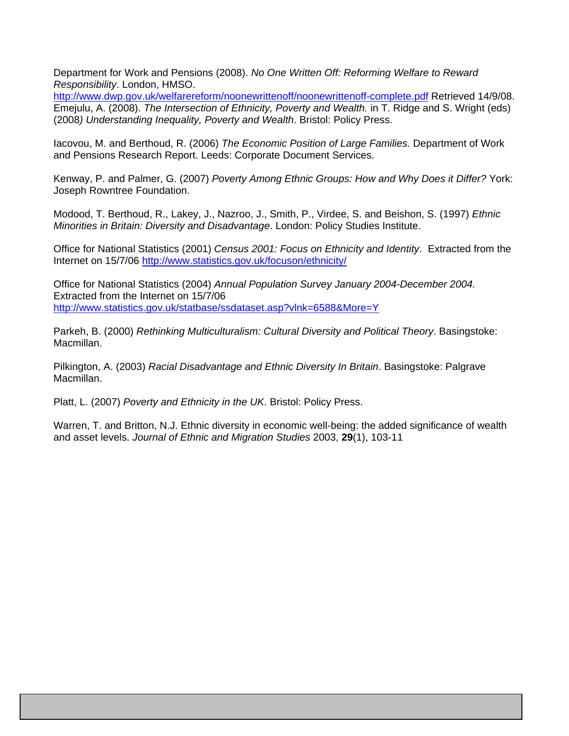Department for Work and Pensions (2008). *No One Written Off: Reforming Welfare to Reward Responsibility*. London, HMSO.
http://www.dwp.gov.uk/welfarereform/noonewrittenoff/noonewrittenoff-complete.pdf Retrieved 14/9/08.
Emejulu, A. (2008). *The Intersection of Ethnicity, Poverty and Wealth.* in T. Ridge and S. Wright (eds) (2008*) Understanding Inequality, Poverty and Wealth*. Bristol: Policy Press.

Iacovou, M. and Berthoud, R. (2006) *The Economic Position of Large Families.* Department of Work and Pensions Research Report. Leeds: Corporate Document Services.

Kenway, P. and Palmer, G. (2007) *Poverty Among Ethnic Groups: How and Why Does it Differ?* York: Joseph Rowntree Foundation.

Modood, T. Berthoud, R., Lakey, J., Nazroo, J., Smith, P., Virdee, S. and Beishon, S. (1997) *Ethnic Minorities in Britain: Diversity and Disadvantage*. London: Policy Studies Institute.

Office for National Statistics (2001) *Census 2001: Focus on Ethnicity and Identity*. Extracted from the Internet on 15/7/06 http://www.statistics.gov.uk/focuson/ethnicity/

Office for National Statistics (2004) *Annual Population Survey January 2004-December 2004.* Extracted from the Internet on 15/7/06
http://www.statistics.gov.uk/statbase/ssdataset.asp?vlnk=6588&More=Y

Parkeh, B. (2000) *Rethinking Multiculturalism: Cultural Diversity and Political Theory*. Basingstoke: Macmillan.

Pilkington, A. (2003) *Racial Disadvantage and Ethnic Diversity In Britain*. Basingstoke: Palgrave Macmillan.

Platt, L. (2007) *Poverty and Ethnicity in the UK*. Bristol: Policy Press.

Warren, T. and Britton, N.J. Ethnic diversity in economic well-being: the added significance of wealth and asset levels. *Journal of Ethnic and Migration Studies* 2003, **29**(1), 103-11